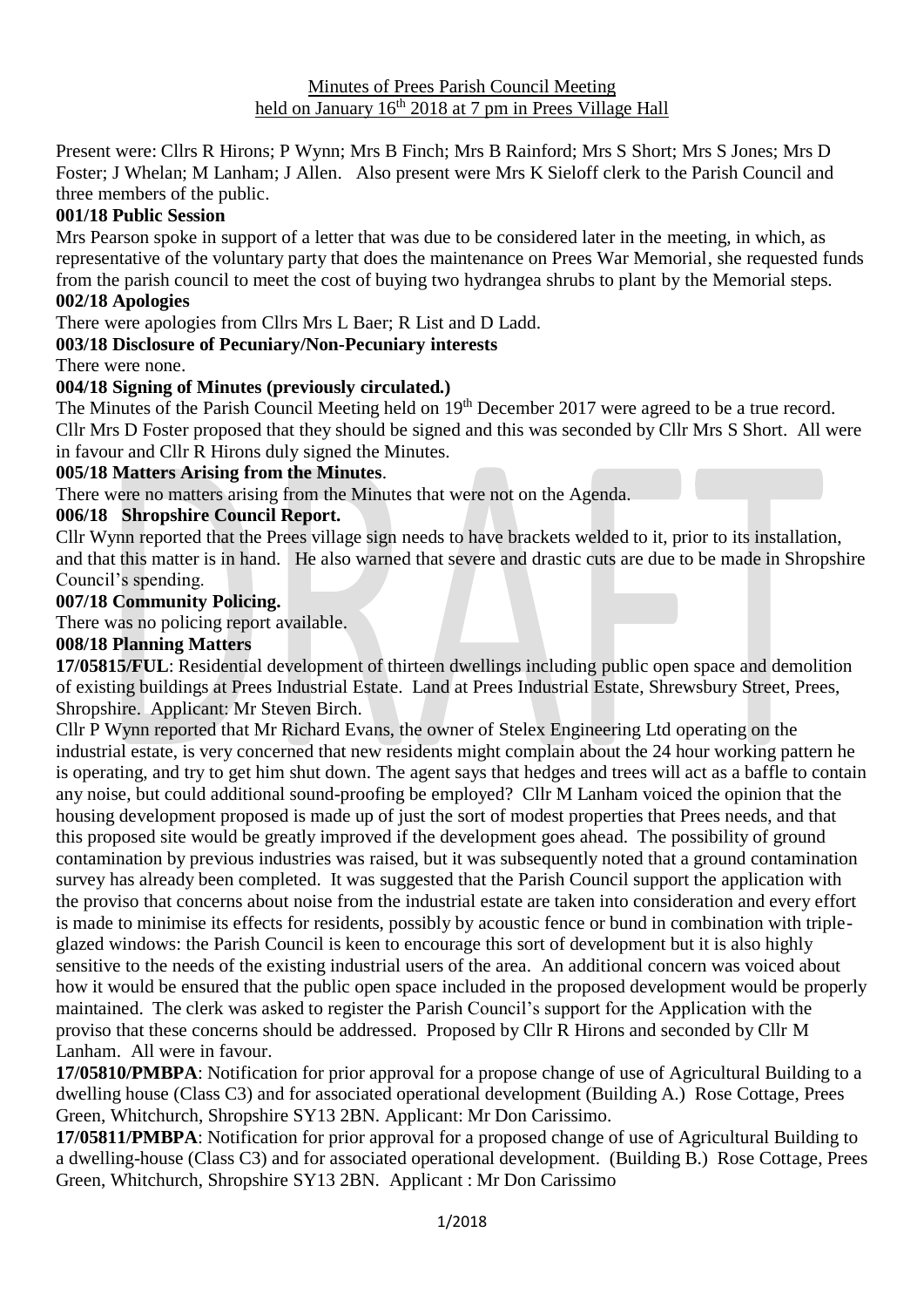Minutes of Prees Parish Council Meeting
held on January 16th 2018 at 7 pm in Prees Village Hall

Present were: Cllrs R Hirons; P Wynn; Mrs B Finch; Mrs B Rainford; Mrs S Short; Mrs S Jones; Mrs D Foster; J Whelan; M Lanham; J Allen. Also present were Mrs K Sieloff clerk to the Parish Council and three members of the public.

**001/18 Public Session**

Mrs Pearson spoke in support of a letter that was due to be considered later in the meeting, in which, as representative of the voluntary party that does the maintenance on Prees War Memorial, she requested funds from the parish council to meet the cost of buying two hydrangea shrubs to plant by the Memorial steps.

**002/18 Apologies**

There were apologies from Cllrs Mrs L Baer; R List and D Ladd.

**003/18 Disclosure of Pecuniary/Non-Pecuniary interests**

There were none.

**004/18 Signing of Minutes (previously circulated.)**

The Minutes of the Parish Council Meeting held on 19th December 2017 were agreed to be a true record. Cllr Mrs D Foster proposed that they should be signed and this was seconded by Cllr Mrs S Short. All were in favour and Cllr R Hirons duly signed the Minutes.

**005/18 Matters Arising from the Minutes**.

There were no matters arising from the Minutes that were not on the Agenda.

**006/18 Shropshire Council Report.**

Cllr Wynn reported that the Prees village sign needs to have brackets welded to it, prior to its installation, and that this matter is in hand. He also warned that severe and drastic cuts are due to be made in Shropshire Council's spending.

**007/18 Community Policing.**

There was no policing report available.

**008/18 Planning Matters**

**17/05815/FUL**: Residential development of thirteen dwellings including public open space and demolition of existing buildings at Prees Industrial Estate. Land at Prees Industrial Estate, Shrewsbury Street, Prees, Shropshire. Applicant: Mr Steven Birch.

Cllr P Wynn reported that Mr Richard Evans, the owner of Stelex Engineering Ltd operating on the industrial estate, is very concerned that new residents might complain about the 24 hour working pattern he is operating, and try to get him shut down. The agent says that hedges and trees will act as a baffle to contain any noise, but could additional sound-proofing be employed? Cllr M Lanham voiced the opinion that the housing development proposed is made up of just the sort of modest properties that Prees needs, and that this proposed site would be greatly improved if the development goes ahead. The possibility of ground contamination by previous industries was raised, but it was subsequently noted that a ground contamination survey has already been completed. It was suggested that the Parish Council support the application with the proviso that concerns about noise from the industrial estate are taken into consideration and every effort is made to minimise its effects for residents, possibly by acoustic fence or bund in combination with triple-glazed windows: the Parish Council is keen to encourage this sort of development but it is also highly sensitive to the needs of the existing industrial users of the area. An additional concern was voiced about how it would be ensured that the public open space included in the proposed development would be properly maintained. The clerk was asked to register the Parish Council's support for the Application with the proviso that these concerns should be addressed. Proposed by Cllr R Hirons and seconded by Cllr M Lanham. All were in favour.

**17/05810/PMBPA**: Notification for prior approval for a propose change of use of Agricultural Building to a dwelling house (Class C3) and for associated operational development (Building A.) Rose Cottage, Prees Green, Whitchurch, Shropshire SY13 2BN. Applicant: Mr Don Carissimo.

**17/05811/PMBPA**: Notification for prior approval for a proposed change of use of Agricultural Building to a dwelling-house (Class C3) and for associated operational development. (Building B.) Rose Cottage, Prees Green, Whitchurch, Shropshire SY13 2BN. Applicant : Mr Don Carissimo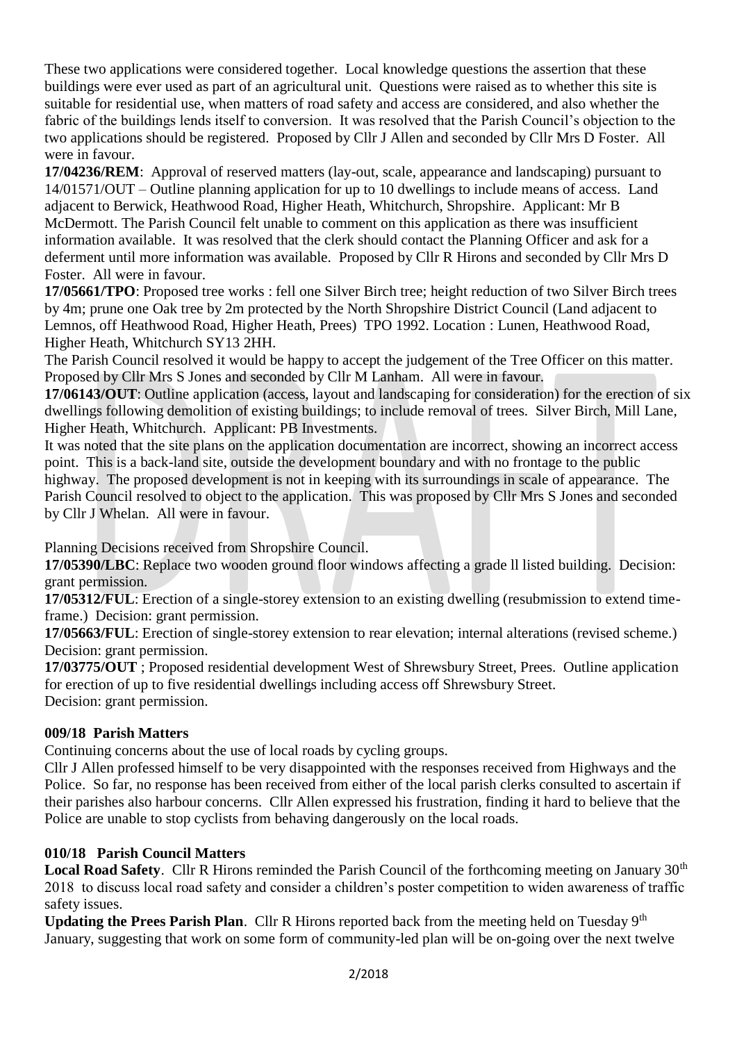These two applications were considered together. Local knowledge questions the assertion that these buildings were ever used as part of an agricultural unit. Questions were raised as to whether this site is suitable for residential use, when matters of road safety and access are considered, and also whether the fabric of the buildings lends itself to conversion. It was resolved that the Parish Council's objection to the two applications should be registered. Proposed by Cllr J Allen and seconded by Cllr Mrs D Foster. All were in favour.

**17/04236/REM**: Approval of reserved matters (lay-out, scale, appearance and landscaping) pursuant to 14/01571/OUT – Outline planning application for up to 10 dwellings to include means of access. Land adjacent to Berwick, Heathwood Road, Higher Heath, Whitchurch, Shropshire. Applicant: Mr B McDermott. The Parish Council felt unable to comment on this application as there was insufficient information available. It was resolved that the clerk should contact the Planning Officer and ask for a deferment until more information was available. Proposed by Cllr R Hirons and seconded by Cllr Mrs D Foster. All were in favour.

**17/05661/TPO**: Proposed tree works : fell one Silver Birch tree; height reduction of two Silver Birch trees by 4m; prune one Oak tree by 2m protected by the North Shropshire District Council (Land adjacent to Lemnos, off Heathwood Road, Higher Heath, Prees) TPO 1992. Location : Lunen, Heathwood Road, Higher Heath, Whitchurch SY13 2HH.

The Parish Council resolved it would be happy to accept the judgement of the Tree Officer on this matter. Proposed by Cllr Mrs S Jones and seconded by Cllr M Lanham. All were in favour.

**17/06143/OUT**: Outline application (access, layout and landscaping for consideration) for the erection of six dwellings following demolition of existing buildings; to include removal of trees. Silver Birch, Mill Lane, Higher Heath, Whitchurch. Applicant: PB Investments.

It was noted that the site plans on the application documentation are incorrect, showing an incorrect access point. This is a back-land site, outside the development boundary and with no frontage to the public highway. The proposed development is not in keeping with its surroundings in scale of appearance. The Parish Council resolved to object to the application. This was proposed by Cllr Mrs S Jones and seconded by Cllr J Whelan. All were in favour.

Planning Decisions received from Shropshire Council.

**17/05390/LBC**: Replace two wooden ground floor windows affecting a grade ll listed building. Decision: grant permission.

**17/05312/FUL**: Erection of a single-storey extension to an existing dwelling (resubmission to extend time-frame.) Decision: grant permission.

**17/05663/FUL**: Erection of single-storey extension to rear elevation; internal alterations (revised scheme.) Decision: grant permission.

**17/03775/OUT** ; Proposed residential development West of Shrewsbury Street, Prees. Outline application for erection of up to five residential dwellings including access off Shrewsbury Street.
Decision: grant permission.

### 009/18 Parish Matters

Continuing concerns about the use of local roads by cycling groups.

Cllr J Allen professed himself to be very disappointed with the responses received from Highways and the Police. So far, no response has been received from either of the local parish clerks consulted to ascertain if their parishes also harbour concerns. Cllr Allen expressed his frustration, finding it hard to believe that the Police are unable to stop cyclists from behaving dangerously on the local roads.

### 010/18 Parish Council Matters

**Local Road Safety**. Cllr R Hirons reminded the Parish Council of the forthcoming meeting on January 30th 2018 to discuss local road safety and consider a children's poster competition to widen awareness of traffic safety issues.

**Updating the Prees Parish Plan**. Cllr R Hirons reported back from the meeting held on Tuesday 9th January, suggesting that work on some form of community-led plan will be on-going over the next twelve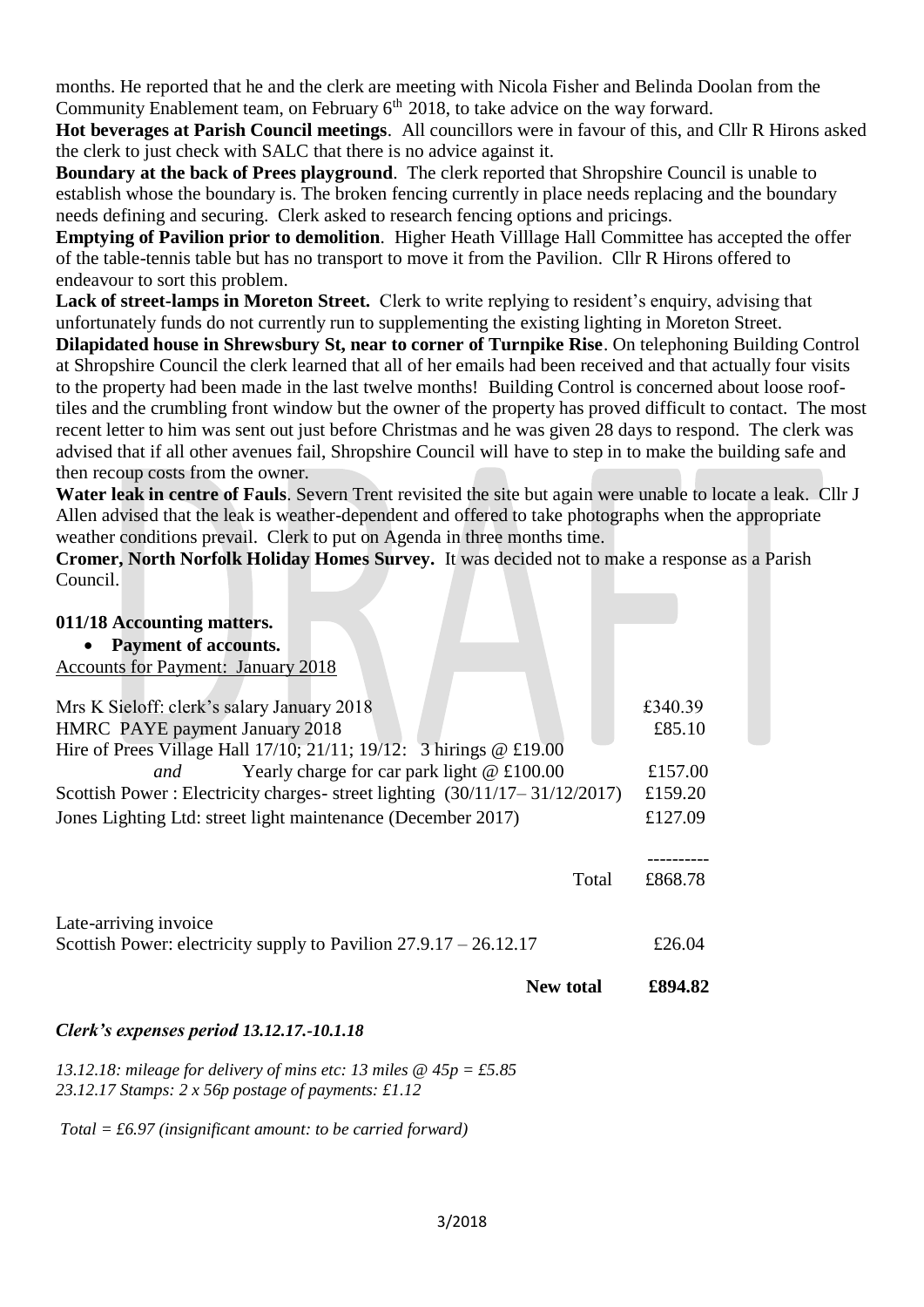months. He reported that he and the clerk are meeting with Nicola Fisher and Belinda Doolan from the Community Enablement team, on February 6th 2018, to take advice on the way forward.

**Hot beverages at Parish Council meetings**. All councillors were in favour of this, and Cllr R Hirons asked the clerk to just check with SALC that there is no advice against it.

**Boundary at the back of Prees playground**. The clerk reported that Shropshire Council is unable to establish whose the boundary is. The broken fencing currently in place needs replacing and the boundary needs defining and securing. Clerk asked to research fencing options and pricings.

**Emptying of Pavilion prior to demolition**. Higher Heath Villlage Hall Committee has accepted the offer of the table-tennis table but has no transport to move it from the Pavilion. Cllr R Hirons offered to endeavour to sort this problem.

**Lack of street-lamps in Moreton Street.** Clerk to write replying to resident's enquiry, advising that unfortunately funds do not currently run to supplementing the existing lighting in Moreton Street.

**Dilapidated house in Shrewsbury St, near to corner of Turnpike Rise**. On telephoning Building Control at Shropshire Council the clerk learned that all of her emails had been received and that actually four visits to the property had been made in the last twelve months! Building Control is concerned about loose roof-tiles and the crumbling front window but the owner of the property has proved difficult to contact. The most recent letter to him was sent out just before Christmas and he was given 28 days to respond. The clerk was advised that if all other avenues fail, Shropshire Council will have to step in to make the building safe and then recoup costs from the owner.

**Water leak in centre of Fauls**. Severn Trent revisited the site but again were unable to locate a leak. Cllr J Allen advised that the leak is weather-dependent and offered to take photographs when the appropriate weather conditions prevail. Clerk to put on Agenda in three months time.

**Cromer, North Norfolk Holiday Homes Survey.** It was decided not to make a response as a Parish Council.

**011/18 Accounting matters.**

- **Payment of accounts.**

Accounts for Payment: January 2018

| | |
|---|---|
| Mrs K Sieloff: clerk's salary January 2018 | £340.39 |
| HMRC PAYE payment January 2018 | £85.10 |
| Hire of Prees Village Hall 17/10; 21/11; 19/12: 3 hirings @ £19.00 *and* Yearly charge for car park light @ £100.00 | £157.00 |
| Scottish Power : Electricity charges- street lighting (30/11/17– 31/12/2017) | £159.20 |
| Jones Lighting Ltd: street light maintenance (December 2017) | £127.09 |
| Total | £868.78 |
| Late-arriving invoice | |
| Scottish Power: electricity supply to Pavilion 27.9.17 – 26.12.17 | £26.04 |
| **New total** | **£894.82** |

***Clerk's expenses period 13.12.17.-10.1.18***

*13.12.18: mileage for delivery of mins etc: 13 miles @ 45p = £5.85*
*23.12.17 Stamps: 2 x 56p postage of payments: £1.12*

*Total = £6.97 (insignificant amount: to be carried forward)*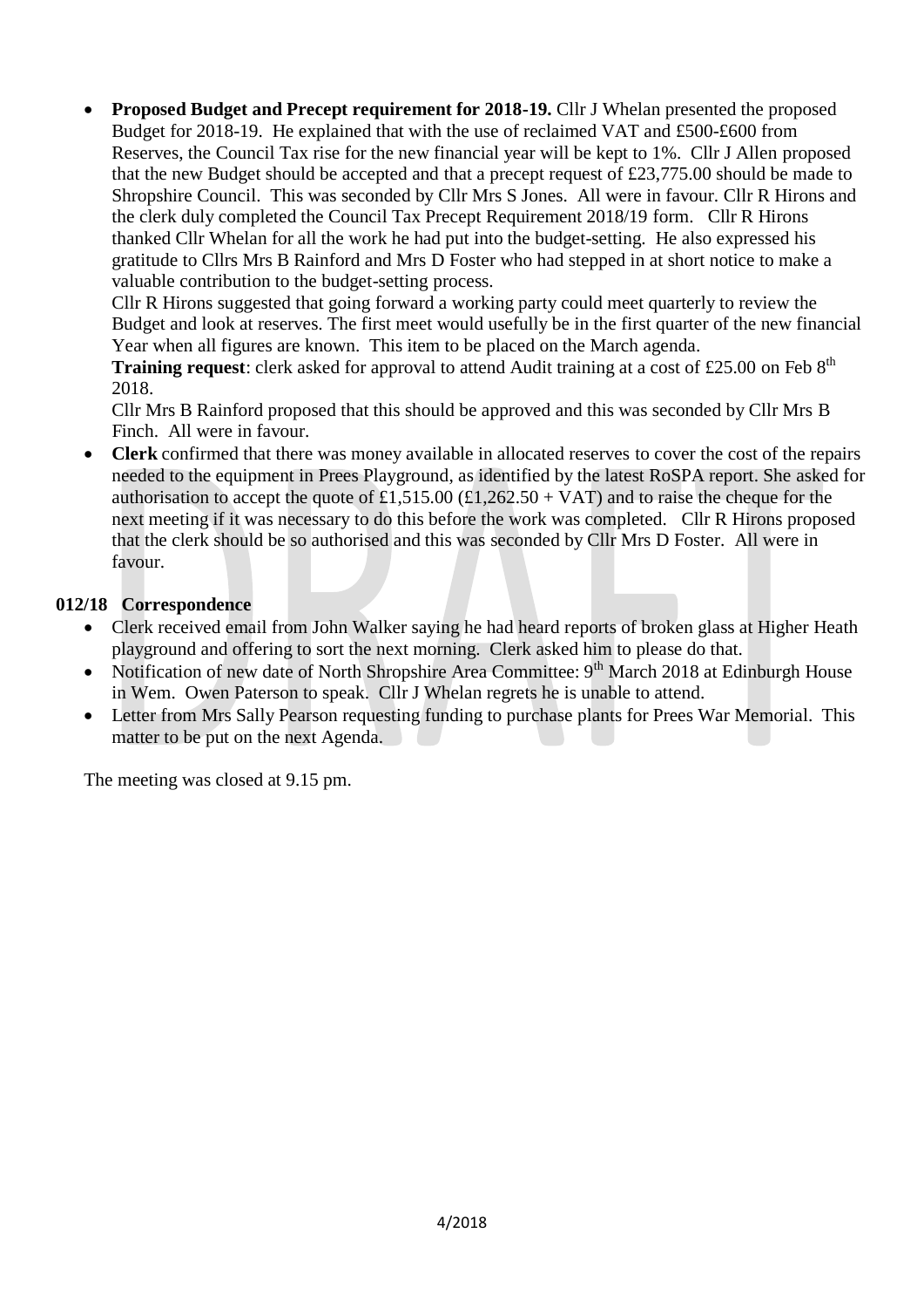- **Proposed Budget and Precept requirement for 2018-19.** Cllr J Whelan presented the proposed Budget for 2018-19. He explained that with the use of reclaimed VAT and £500-£600 from Reserves, the Council Tax rise for the new financial year will be kept to 1%. Cllr J Allen proposed that the new Budget should be accepted and that a precept request of £23,775.00 should be made to Shropshire Council. This was seconded by Cllr Mrs S Jones. All were in favour. Cllr R Hirons and the clerk duly completed the Council Tax Precept Requirement 2018/19 form. Cllr R Hirons thanked Cllr Whelan for all the work he had put into the budget-setting. He also expressed his gratitude to Cllrs Mrs B Rainford and Mrs D Foster who had stepped in at short notice to make a valuable contribution to the budget-setting process.

  Cllr R Hirons suggested that going forward a working party could meet quarterly to review the Budget and look at reserves. The first meet would usefully be in the first quarter of the new financial Year when all figures are known. This item to be placed on the March agenda.

  **Training request**: clerk asked for approval to attend Audit training at a cost of £25.00 on Feb 8th 2018.

  Cllr Mrs B Rainford proposed that this should be approved and this was seconded by Cllr Mrs B Finch. All were in favour.
- **Clerk** confirmed that there was money available in allocated reserves to cover the cost of the repairs needed to the equipment in Prees Playground, as identified by the latest RoSPA report. She asked for authorisation to accept the quote of £1,515.00 (£1,262.50 + VAT) and to raise the cheque for the next meeting if it was necessary to do this before the work was completed. Cllr R Hirons proposed that the clerk should be so authorised and this was seconded by Cllr Mrs D Foster. All were in favour.

**012/18 Correspondence**

- Clerk received email from John Walker saying he had heard reports of broken glass at Higher Heath playground and offering to sort the next morning. Clerk asked him to please do that.
- Notification of new date of North Shropshire Area Committee: 9th March 2018 at Edinburgh House in Wem. Owen Paterson to speak. Cllr J Whelan regrets he is unable to attend.
- Letter from Mrs Sally Pearson requesting funding to purchase plants for Prees War Memorial. This matter to be put on the next Agenda.

The meeting was closed at 9.15 pm.